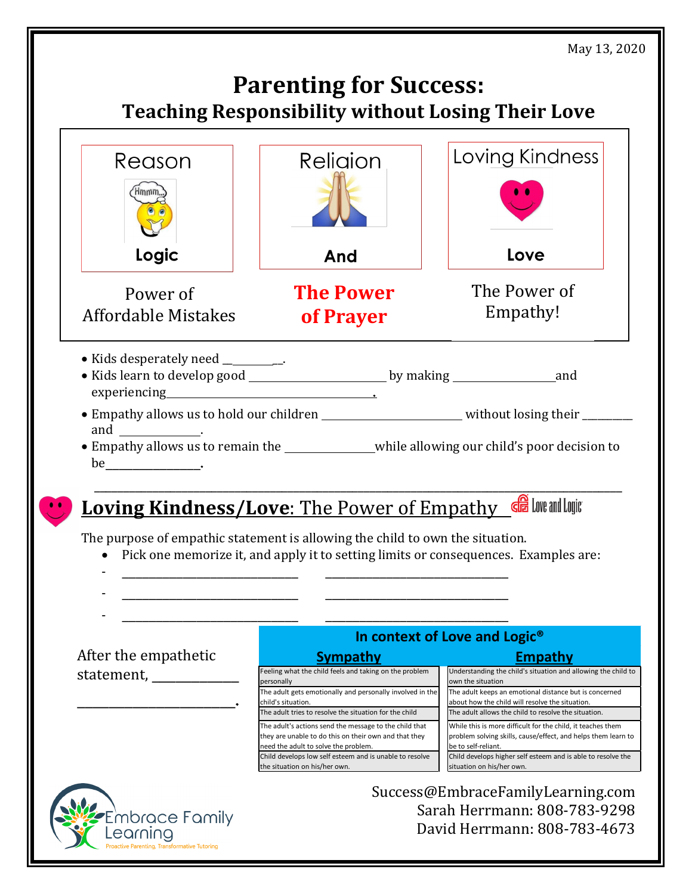May 13, 2020

# Parenting for Success:
## Teaching Responsibility without Losing Their Love

| Reason | Religion | Loving Kindness |
|---|---|---|
| Logic | And | Love |
| Power of Affordable Mistakes | **The Power of Prayer** | The Power of Empathy! |

- Kids desperately need __________.
- Kids learn to develop good ______________________ by making ________________ and experiencing__________________________________.
- Empathy allows us to hold our children ______________________ without losing their ________ and _____________.
- Empathy allows us to remain the ______________ while allowing our child's poor decision to be________________.

---

## **Loving Kindness/Love**: The Power of Empathy

Love and Logic

The purpose of empathic statement is allowing the child to own the situation.

- Pick one memorize it, and apply it to setting limits or consequences. Examples are:
  - ______________________________ ______________________________
  - ______________________________ ______________________________
  - ______________________________ ______________________________

After the empathetic statement, ____________ ________________________.

**In context of Love and Logic®**

| **Sympathy** | **Empathy** |
|---|---|
| Feeling what the child feels and taking on the problem personally | Understanding the child's situation and allowing the child to own the situation |
| The adult gets emotionally and personally involved in the child's situation. | The adult keeps an emotional distance but is concerned about how the child will resolve the situation. |
| The adult tries to resolve the situation for the child | The adult allows the child to resolve the situation. |
| The adult's actions send the message to the child that they are unable to do this on their own and that they need the adult to solve the problem. | While this is more difficult for the child, it teaches them problem solving skills, cause/effect, and helps them learn to be to self-reliant. |
| Child develops low self esteem and is unable to resolve the situation on his/her own. | Child develops higher self esteem and is able to resolve the situation on his/her own. |

Embrace Family Learning
Proactive Parenting, Transformative Tutoring

Success@EmbraceFamilyLearning.com
Sarah Herrmann: 808-783-9298
David Herrmann: 808-783-4673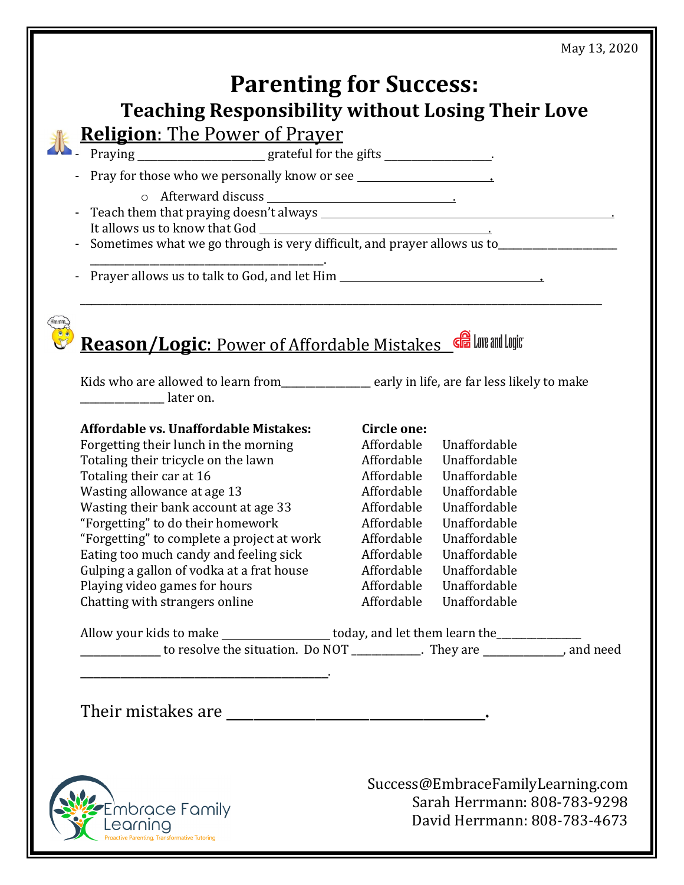May 13, 2020

# Parenting for Success:

## Teaching Responsibility without Losing Their Love

### **Religion**: The Power of Prayer

- Praying ______________________ grateful for the gifts __________________.
- Pray for those who we personally know or see ______________________.
    - Afterward discuss ______________________________.
- Teach them that praying doesn't always ______________________________________________.
  It allows us to know that God ____________________________________.
- Sometimes what we go through is very difficult, and prayer allows us to_____________________ ________________________________________.
- Prayer allows us to talk to God, and let Him _________________________________.

---

### **Reason/Logic**: Power of Affordable Mistakes

Love and Logic

Kids who are allowed to learn from______________ early in life, are far less likely to make ______________ later on.

| **Affordable vs. Unaffordable Mistakes:** | **Circle one:** | |
|---|---|---|
| Forgetting their lunch in the morning | Affordable | Unaffordable |
| Totaling their tricycle on the lawn | Affordable | Unaffordable |
| Totaling their car at 16 | Affordable | Unaffordable |
| Wasting allowance at age 13 | Affordable | Unaffordable |
| Wasting their bank account at age 33 | Affordable | Unaffordable |
| "Forgetting" to do their homework | Affordable | Unaffordable |
| "Forgetting" to complete a project at work | Affordable | Unaffordable |
| Eating too much candy and feeling sick | Affordable | Unaffordable |
| Gulping a gallon of vodka at a frat house | Affordable | Unaffordable |
| Playing video games for hours | Affordable | Unaffordable |
| Chatting with strangers online | Affordable | Unaffordable |

Allow your kids to make _________________ today, and let them learn the______________ ______________ to resolve the situation. Do NOT ___________. They are ______________, and need ____________________________________________.

Their mistakes are _________________________________.

Embrace Family Learning
Proactive Parenting, Transformative Tutoring

Success@EmbraceFamilyLearning.com
Sarah Herrmann: 808-783-9298
David Herrmann: 808-783-4673